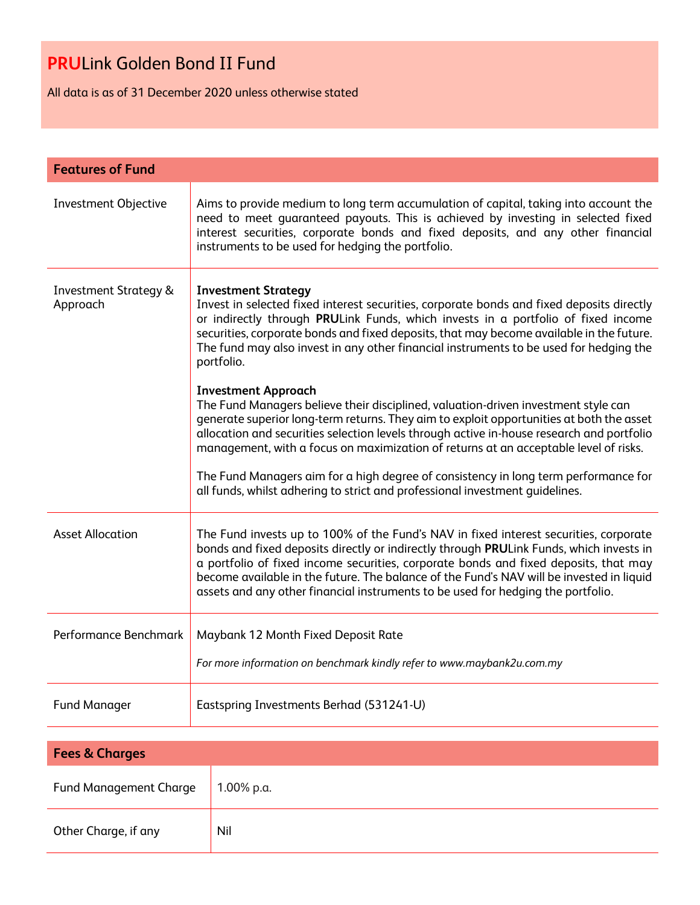# **PRU**Link Golden Bond II Fund

All data is as of 31 December 2020 unless otherwise stated

| Features of Fund | |
|---|---|
| Investment Objective | Aims to provide medium to long term accumulation of capital, taking into account the need to meet guaranteed payouts. This is achieved by investing in selected fixed interest securities, corporate bonds and fixed deposits, and any other financial instruments to be used for hedging the portfolio. |
| Investment Strategy & Approach | **Investment Strategy**<br>Invest in selected fixed interest securities, corporate bonds and fixed deposits directly or indirectly through **PRU**Link Funds, which invests in a portfolio of fixed income securities, corporate bonds and fixed deposits, that may become available in the future. The fund may also invest in any other financial instruments to be used for hedging the portfolio.<br><br>**Investment Approach**<br>The Fund Managers believe their disciplined, valuation-driven investment style can generate superior long-term returns. They aim to exploit opportunities at both the asset allocation and securities selection levels through active in-house research and portfolio management, with a focus on maximization of returns at an acceptable level of risks.<br><br>The Fund Managers aim for a high degree of consistency in long term performance for all funds, whilst adhering to strict and professional investment guidelines. |
| Asset Allocation | The Fund invests up to 100% of the Fund's NAV in fixed interest securities, corporate bonds and fixed deposits directly or indirectly through **PRU**Link Funds, which invests in a portfolio of fixed income securities, corporate bonds and fixed deposits, that may become available in the future. The balance of the Fund's NAV will be invested in liquid assets and any other financial instruments to be used for hedging the portfolio. |
| Performance Benchmark | Maybank 12 Month Fixed Deposit Rate<br><br>*For more information on benchmark kindly refer to www.maybank2u.com.my* |
| Fund Manager | Eastspring Investments Berhad (531241-U) |

| Fees & Charges | |
|---|---|
| Fund Management Charge | 1.00% p.a. |
| Other Charge, if any | Nil |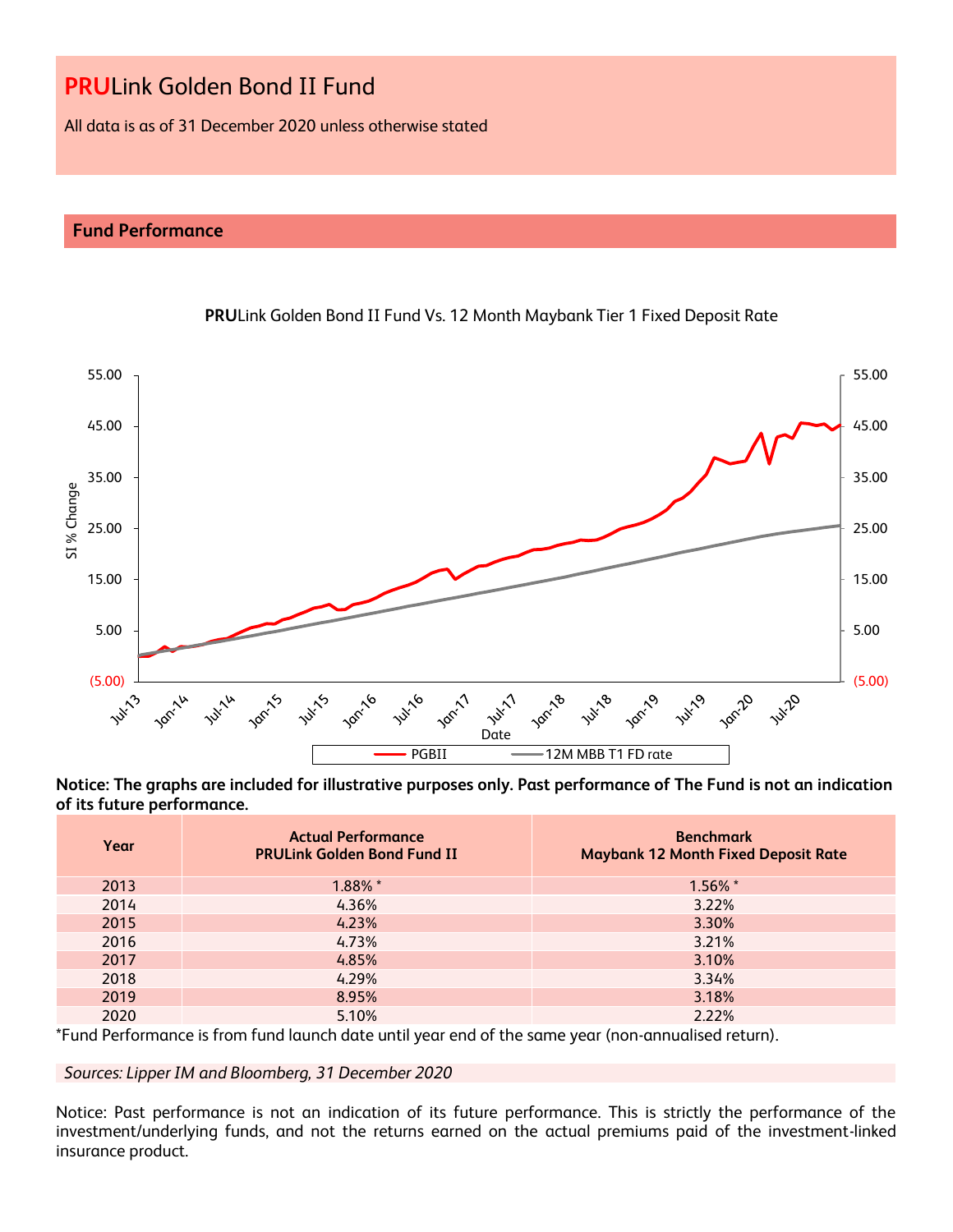# **PRU**Link Golden Bond II Fund

All data is as of 31 December 2020 unless otherwise stated

## Fund Performance

**PRU**Link Golden Bond II Fund Vs. 12 Month Maybank Tier 1 Fixed Deposit Rate

**Notice: The graphs are included for illustrative purposes only. Past performance of The Fund is not an indication of its future performance.**

| Year | Actual Performance PRULink Golden Bond Fund II | Benchmark Maybank 12 Month Fixed Deposit Rate |
|---|---|---|
| 2013 | 1.88% * | 1.56% * |
| 2014 | 4.36% | 3.22% |
| 2015 | 4.23% | 3.30% |
| 2016 | 4.73% | 3.21% |
| 2017 | 4.85% | 3.10% |
| 2018 | 4.29% | 3.34% |
| 2019 | 8.95% | 3.18% |
| 2020 | 5.10% | 2.22% |

*Fund Performance is from fund launch date until year end of the same year (non-annualised return).

*Sources: Lipper IM and Bloomberg, 31 December 2020*

Notice: Past performance is not an indication of its future performance. This is strictly the performance of the investment/underlying funds, and not the returns earned on the actual premiums paid of the investment-linked insurance product.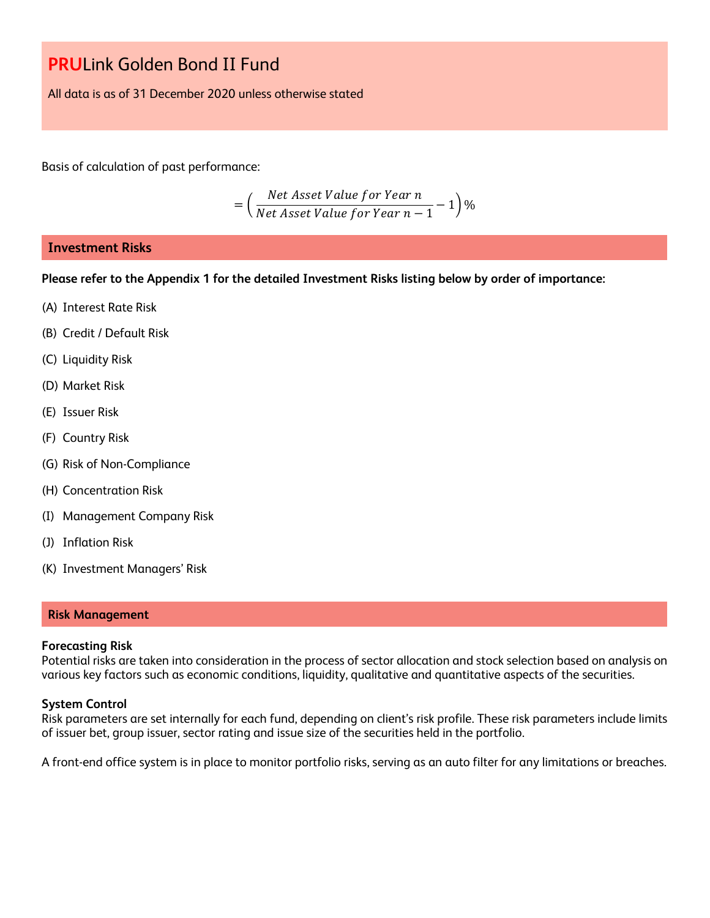# PRULink Golden Bond II Fund

All data is as of 31 December 2020 unless otherwise stated

Basis of calculation of past performance:

$$= \left( \frac{Net\ Asset\ Value\ for\ Year\ n}{Net\ Asset\ Value\ for\ Year\ n-1} - 1 \right) \%$$

## Investment Risks

**Please refer to the Appendix 1 for the detailed Investment Risks listing below by order of importance:**

(A) Interest Rate Risk

(B) Credit / Default Risk

(C) Liquidity Risk

(D) Market Risk

(E) Issuer Risk

(F) Country Risk

(G) Risk of Non-Compliance

(H) Concentration Risk

(I) Management Company Risk

(J) Inflation Risk

(K) Investment Managers' Risk

## Risk Management

**Forecasting Risk**
Potential risks are taken into consideration in the process of sector allocation and stock selection based on analysis on various key factors such as economic conditions, liquidity, qualitative and quantitative aspects of the securities.

**System Control**
Risk parameters are set internally for each fund, depending on client's risk profile. These risk parameters include limits of issuer bet, group issuer, sector rating and issue size of the securities held in the portfolio.

A front-end office system is in place to monitor portfolio risks, serving as an auto filter for any limitations or breaches.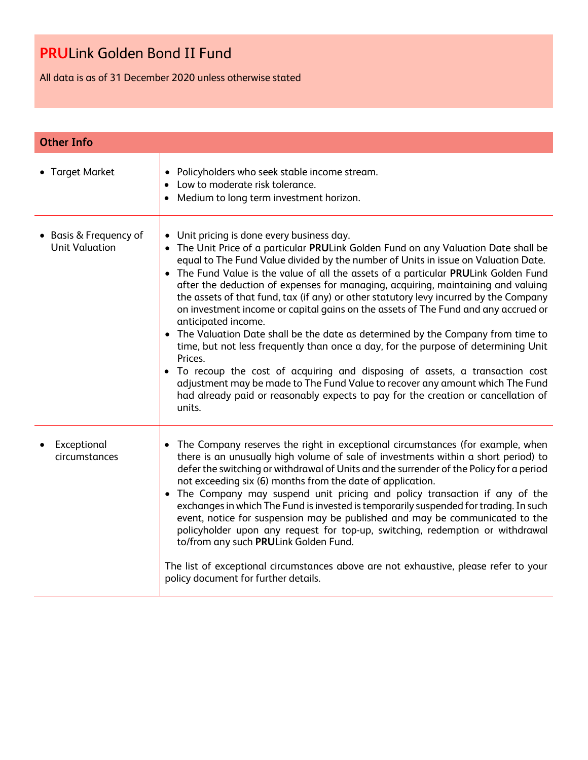# **PRU**Link Golden Bond II Fund

All data is as of 31 December 2020 unless otherwise stated

## Other Info

| | |
|---|---|
| • Target Market | • Policyholders who seek stable income stream.<br>• Low to moderate risk tolerance.<br>• Medium to long term investment horizon. |
| • Basis & Frequency of Unit Valuation | • Unit pricing is done every business day.<br>• The Unit Price of a particular **PRU**Link Golden Fund on any Valuation Date shall be equal to The Fund Value divided by the number of Units in issue on Valuation Date.<br>• The Fund Value is the value of all the assets of a particular **PRU**Link Golden Fund after the deduction of expenses for managing, acquiring, maintaining and valuing the assets of that fund, tax (if any) or other statutory levy incurred by the Company on investment income or capital gains on the assets of The Fund and any accrued or anticipated income.<br>• The Valuation Date shall be the date as determined by the Company from time to time, but not less frequently than once a day, for the purpose of determining Unit Prices.<br>• To recoup the cost of acquiring and disposing of assets, a transaction cost adjustment may be made to The Fund Value to recover any amount which The Fund had already paid or reasonably expects to pay for the creation or cancellation of units. |
| • Exceptional circumstances | • The Company reserves the right in exceptional circumstances (for example, when there is an unusually high volume of sale of investments within a short period) to defer the switching or withdrawal of Units and the surrender of the Policy for a period not exceeding six (6) months from the date of application.<br>• The Company may suspend unit pricing and policy transaction if any of the exchanges in which The Fund is invested is temporarily suspended for trading. In such event, notice for suspension may be published and may be communicated to the policyholder upon any request for top-up, switching, redemption or withdrawal to/from any such **PRU**Link Golden Fund.<br><br>The list of exceptional circumstances above are not exhaustive, please refer to your policy document for further details. |